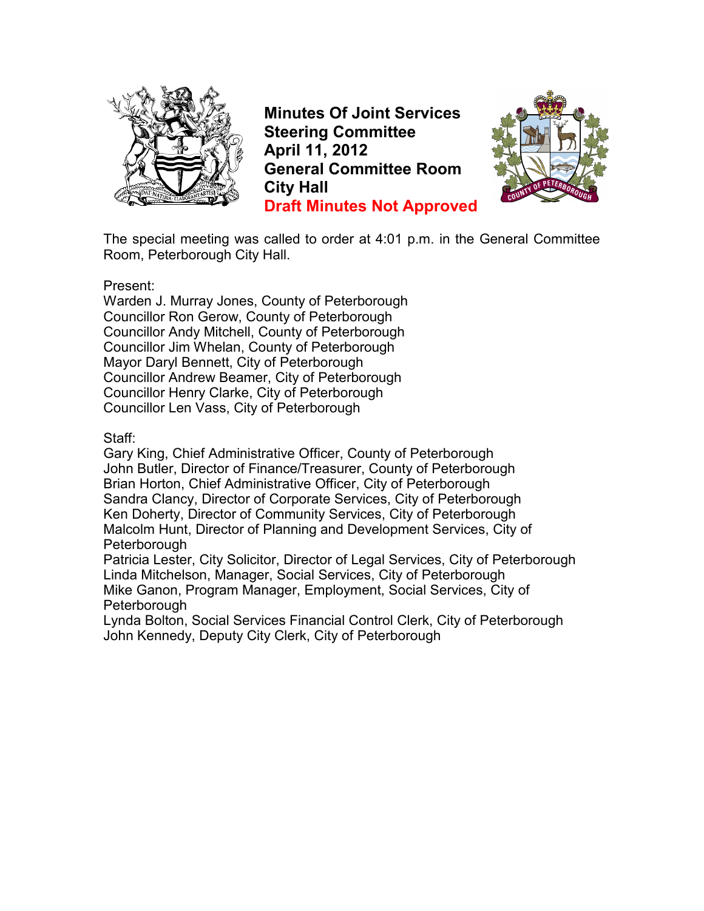# Minutes Of Joint Services Steering Committee
## April 11, 2012
## General Committee Room
## City Hall
## Draft Minutes Not Approved

The special meeting was called to order at 4:01 p.m. in the General Committee Room, Peterborough City Hall.

Present:
Warden J. Murray Jones, County of Peterborough
Councillor Ron Gerow, County of Peterborough
Councillor Andy Mitchell, County of Peterborough
Councillor Jim Whelan, County of Peterborough
Mayor Daryl Bennett, City of Peterborough
Councillor Andrew Beamer, City of Peterborough
Councillor Henry Clarke, City of Peterborough
Councillor Len Vass, City of Peterborough

Staff:
Gary King, Chief Administrative Officer, County of Peterborough
John Butler, Director of Finance/Treasurer, County of Peterborough
Brian Horton, Chief Administrative Officer, City of Peterborough
Sandra Clancy, Director of Corporate Services, City of Peterborough
Ken Doherty, Director of Community Services, City of Peterborough
Malcolm Hunt, Director of Planning and Development Services, City of Peterborough
Patricia Lester, City Solicitor, Director of Legal Services, City of Peterborough
Linda Mitchelson, Manager, Social Services, City of Peterborough
Mike Ganon, Program Manager, Employment, Social Services, City of Peterborough
Lynda Bolton, Social Services Financial Control Clerk, City of Peterborough
John Kennedy, Deputy City Clerk, City of Peterborough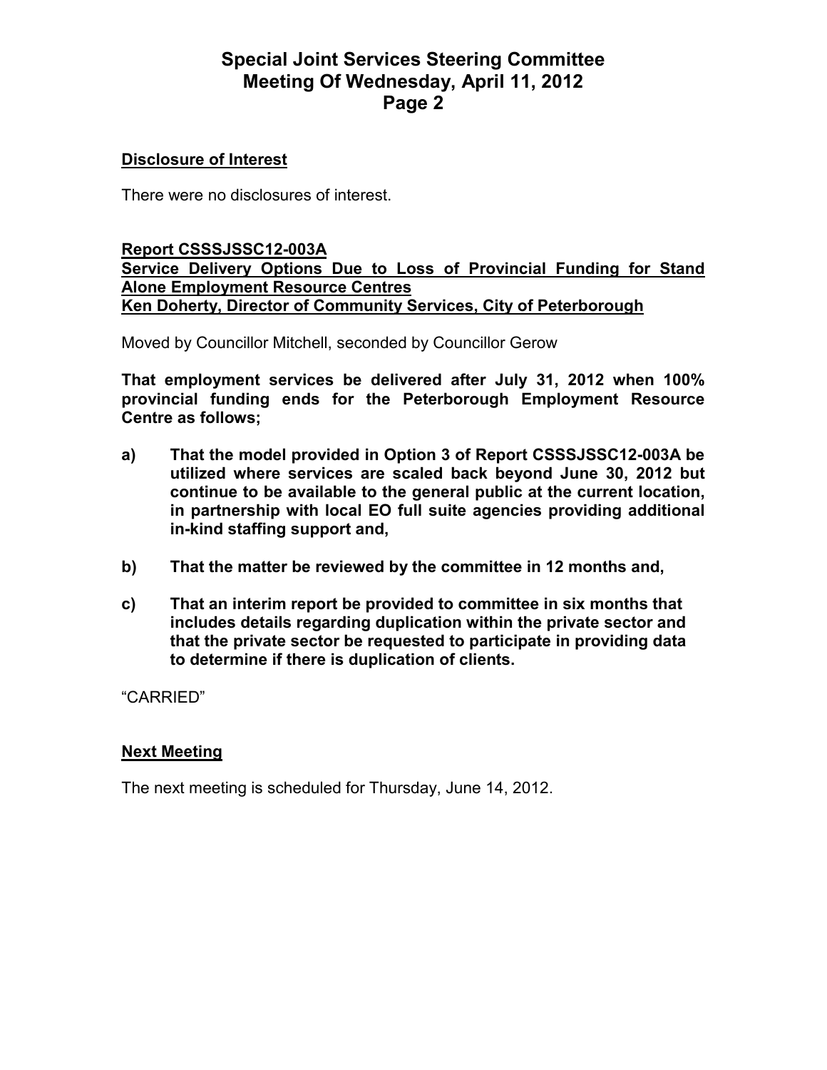## Disclosure of Interest

There were no disclosures of interest.

## Report CSSSJSSC12-003A
## Service Delivery Options Due to Loss of Provincial Funding for Stand Alone Employment Resource Centres
## Ken Doherty, Director of Community Services, City of Peterborough

Moved by Councillor Mitchell, seconded by Councillor Gerow

**That employment services be delivered after July 31, 2012 when 100% provincial funding ends for the Peterborough Employment Resource Centre as follows;**

**a) That the model provided in Option 3 of Report CSSSJSSC12-003A be utilized where services are scaled back beyond June 30, 2012 but continue to be available to the general public at the current location, in partnership with local EO full suite agencies providing additional in-kind staffing support and,**

**b) That the matter be reviewed by the committee in 12 months and,**

**c) That an interim report be provided to committee in six months that includes details regarding duplication within the private sector and that the private sector be requested to participate in providing data to determine if there is duplication of clients.**

"CARRIED"

## Next Meeting

The next meeting is scheduled for Thursday, June 14, 2012.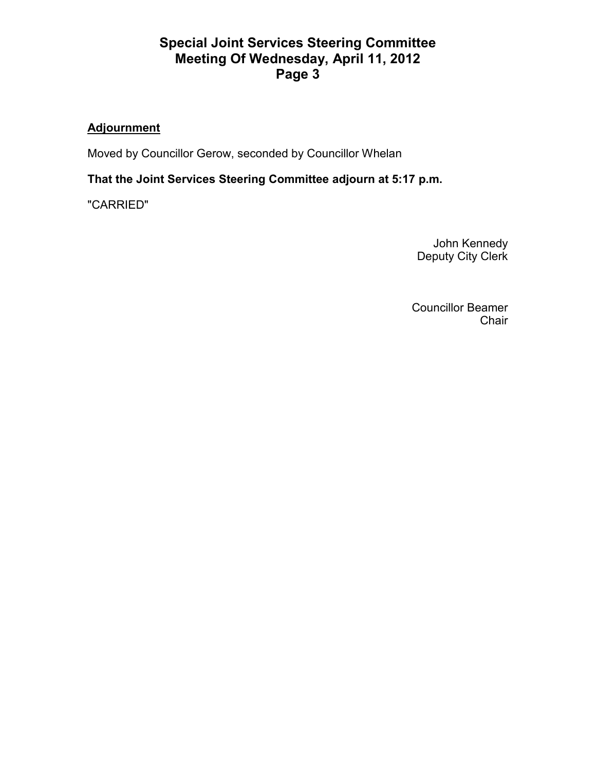**Adjournment**

Moved by Councillor Gerow, seconded by Councillor Whelan

**That the Joint Services Steering Committee adjourn at 5:17 p.m.**

"CARRIED"

John Kennedy
Deputy City Clerk

Councillor Beamer
Chair